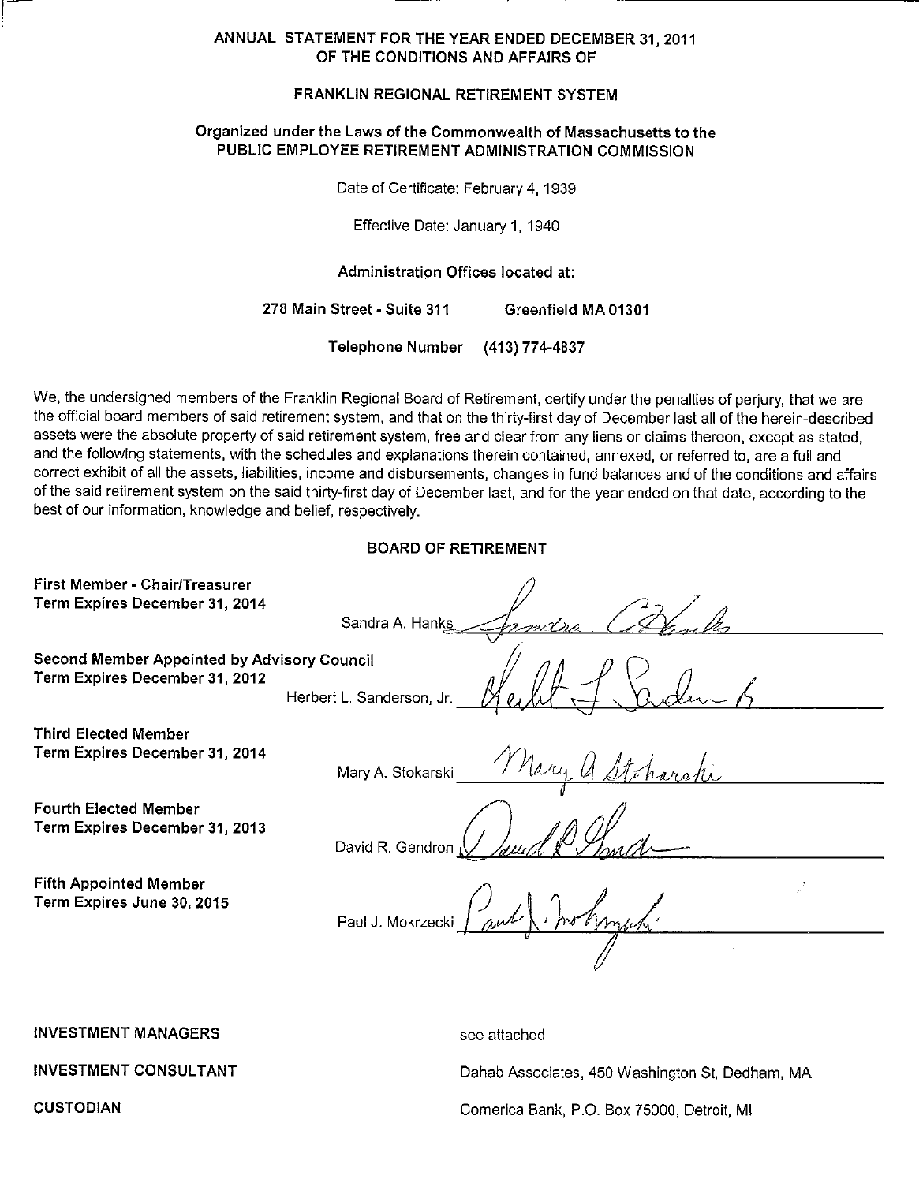# ANNUAL STATEMENT FOR THE YEAR ENDED DECEMBER 31, 2011 OF THE CONDITIONS AND AFFAIRS OF

## FRANKLIN REGIONAL RETIREMENT SYSTEM

**Organized under the Laws of the Commonwealth of Massachusetts to the PUBLIC EMPLOYEE RETIREMENT ADMINISTRATION COMMISSION**

Date of Certificate: February 4, 1939

Effective Date: January 1, 1940

**Administration Offices located at:**

**278 Main Street - Suite 311 Greenfield MA 01301**

**Telephone Number (413) 774-4837**

We, the undersigned members of the Franklin Regional Board of Retirement, certify under the penalties of perjury, that we are the official board members of said retirement system, and that on the thirty-first day of December last all of the herein-described assets were the absolute property of said retirement system, free and clear from any liens or claims thereon, except as stated, and the following statements, with the schedules and explanations therein contained, annexed, or referred to, are a full and correct exhibit of all the assets, liabilities, income and disbursements, changes in fund balances and of the conditions and affairs of the said retirement system on the said thirty-first day of December last, and for the year ended on that date, according to the best of our information, knowledge and belief, respectively.

### BOARD OF RETIREMENT

| Position | Name | Signature |
|---|---|---|
| **First Member - Chair/Treasurer**<br>**Term Expires December 31, 2014** | Sandra A. Hanks | *(signature)* |
| **Second Member Appointed by Advisory Council**<br>**Term Expires December 31, 2012** | Herbert L. Sanderson, Jr. | *(signature)* |
| **Third Elected Member**<br>**Term Expires December 31, 2014** | Mary A. Stokarski | *(signature)* |
| **Fourth Elected Member**<br>**Term Expires December 31, 2013** | David R. Gendron | *(signature)* |
| **Fifth Appointed Member**<br>**Term Expires June 30, 2015** | Paul J. Mokrzecki | *(signature)* |

| | |
|---|---|
| **INVESTMENT MANAGERS** | see attached |
| **INVESTMENT CONSULTANT** | Dahab Associates, 450 Washington St, Dedham, MA |
| **CUSTODIAN** | Comerica Bank, P.O. Box 75000, Detroit, MI |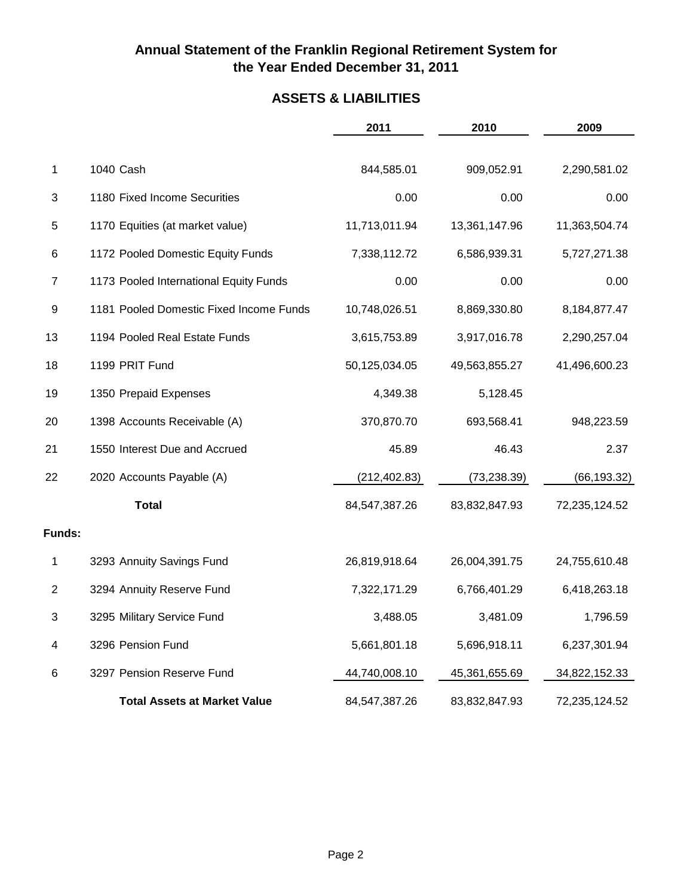# Annual Statement of the Franklin Regional Retirement System for the Year Ended December 31, 2011

## ASSETS & LIABILITIES

| | | 2011 | 2010 | 2009 |
|---|---|---|---|---|
| 1 | 1040 Cash | 844,585.01 | 909,052.91 | 2,290,581.02 |
| 3 | 1180 Fixed Income Securities | 0.00 | 0.00 | 0.00 |
| 5 | 1170 Equities (at market value) | 11,713,011.94 | 13,361,147.96 | 11,363,504.74 |
| 6 | 1172 Pooled Domestic Equity Funds | 7,338,112.72 | 6,586,939.31 | 5,727,271.38 |
| 7 | 1173 Pooled International Equity Funds | 0.00 | 0.00 | 0.00 |
| 9 | 1181 Pooled Domestic Fixed Income Funds | 10,748,026.51 | 8,869,330.80 | 8,184,877.47 |
| 13 | 1194 Pooled Real Estate Funds | 3,615,753.89 | 3,917,016.78 | 2,290,257.04 |
| 18 | 1199 PRIT Fund | 50,125,034.05 | 49,563,855.27 | 41,496,600.23 |
| 19 | 1350 Prepaid Expenses | 4,349.38 | 5,128.45 | |
| 20 | 1398 Accounts Receivable (A) | 370,870.70 | 693,568.41 | 948,223.59 |
| 21 | 1550 Interest Due and Accrued | 45.89 | 46.43 | 2.37 |
| 22 | 2020 Accounts Payable (A) | (212,402.83) | (73,238.39) | (66,193.32) |
| | **Total** | 84,547,387.26 | 83,832,847.93 | 72,235,124.52 |
| **Funds:** | | | | |
| 1 | 3293 Annuity Savings Fund | 26,819,918.64 | 26,004,391.75 | 24,755,610.48 |
| 2 | 3294 Annuity Reserve Fund | 7,322,171.29 | 6,766,401.29 | 6,418,263.18 |
| 3 | 3295 Military Service Fund | 3,488.05 | 3,481.09 | 1,796.59 |
| 4 | 3296 Pension Fund | 5,661,801.18 | 5,696,918.11 | 6,237,301.94 |
| 6 | 3297 Pension Reserve Fund | 44,740,008.10 | 45,361,655.69 | 34,822,152.33 |
| | **Total Assets at Market Value** | 84,547,387.26 | 83,832,847.93 | 72,235,124.52 |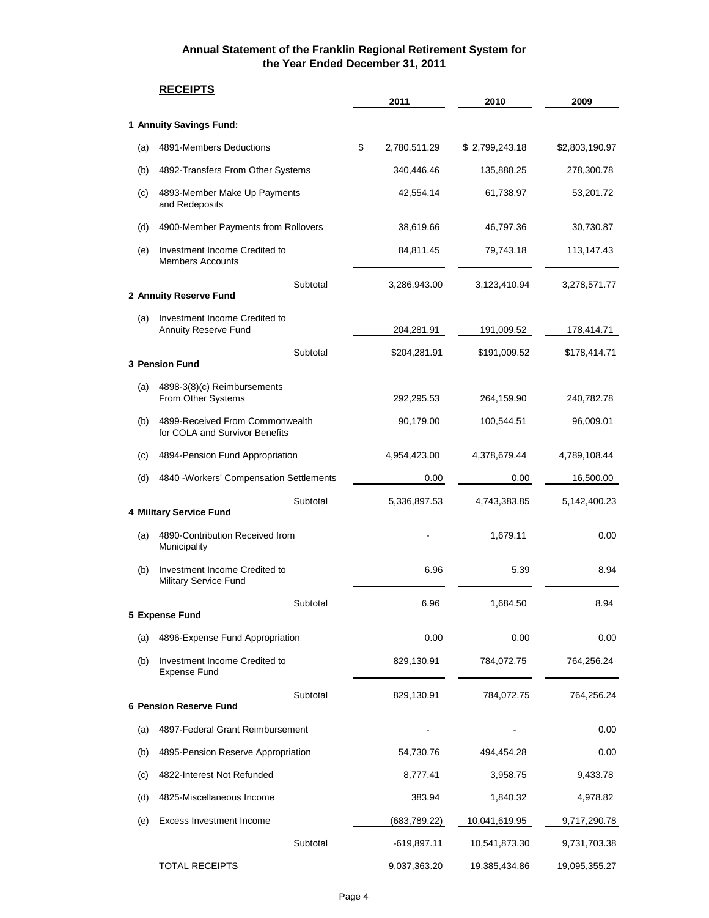# Annual Statement of the Franklin Regional Retirement System for the Year Ended December 31, 2011

## RECEIPTS

| | | 2011 | 2010 | 2009 |
|---|---|---|---|---|
| **1 Annuity Savings Fund:** | | | | |
| (a) | 4891-Members Deductions | $ 2,780,511.29 | $ 2,799,243.18 | $2,803,190.97 |
| (b) | 4892-Transfers From Other Systems | 340,446.46 | 135,888.25 | 278,300.78 |
| (c) | 4893-Member Make Up Payments and Redeposits | 42,554.14 | 61,738.97 | 53,201.72 |
| (d) | 4900-Member Payments from Rollovers | 38,619.66 | 46,797.36 | 30,730.87 |
| (e) | Investment Income Credited to Members Accounts | 84,811.45 | 79,743.18 | 113,147.43 |
| | Subtotal | 3,286,943.00 | 3,123,410.94 | 3,278,571.77 |
| **2 Annuity Reserve Fund** | | | | |
| (a) | Investment Income Credited to Annuity Reserve Fund | 204,281.91 | 191,009.52 | 178,414.71 |
| | Subtotal | $204,281.91 | $191,009.52 | $178,414.71 |
| **3 Pension Fund** | | | | |
| (a) | 4898-3(8)(c) Reimbursements From Other Systems | 292,295.53 | 264,159.90 | 240,782.78 |
| (b) | 4899-Received From Commonwealth for COLA and Survivor Benefits | 90,179.00 | 100,544.51 | 96,009.01 |
| (c) | 4894-Pension Fund Appropriation | 4,954,423.00 | 4,378,679.44 | 4,789,108.44 |
| (d) | 4840 -Workers' Compensation Settlements | 0.00 | 0.00 | 16,500.00 |
| | Subtotal | 5,336,897.53 | 4,743,383.85 | 5,142,400.23 |
| **4 Military Service Fund** | | | | |
| (a) | 4890-Contribution Received from Municipality | - | 1,679.11 | 0.00 |
| (b) | Investment Income Credited to Military Service Fund | 6.96 | 5.39 | 8.94 |
| | Subtotal | 6.96 | 1,684.50 | 8.94 |
| **5 Expense Fund** | | | | |
| (a) | 4896-Expense Fund Appropriation | 0.00 | 0.00 | 0.00 |
| (b) | Investment Income Credited to Expense Fund | 829,130.91 | 784,072.75 | 764,256.24 |
| | Subtotal | 829,130.91 | 784,072.75 | 764,256.24 |
| **6 Pension Reserve Fund** | | | | |
| (a) | 4897-Federal Grant Reimbursement | - | - | 0.00 |
| (b) | 4895-Pension Reserve Appropriation | 54,730.76 | 494,454.28 | 0.00 |
| (c) | 4822-Interest Not Refunded | 8,777.41 | 3,958.75 | 9,433.78 |
| (d) | 4825-Miscellaneous Income | 383.94 | 1,840.32 | 4,978.82 |
| (e) | Excess Investment Income | (683,789.22) | 10,041,619.95 | 9,717,290.78 |
| | Subtotal | -619,897.11 | 10,541,873.30 | 9,731,703.38 |
| | TOTAL RECEIPTS | 9,037,363.20 | 19,385,434.86 | 19,095,355.27 |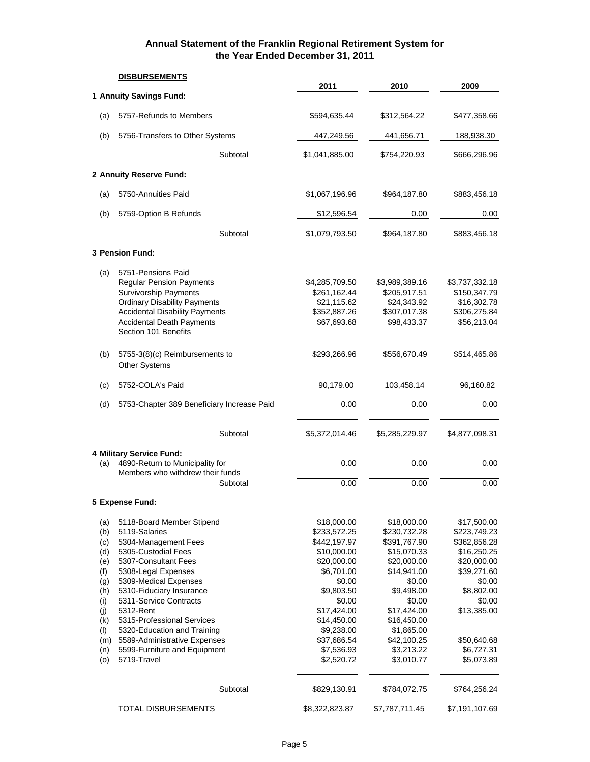# Annual Statement of the Franklin Regional Retirement System for the Year Ended December 31, 2011

**DISBURSEMENTS**

| | | 2011 | 2010 | 2009 |
|---|---|---|---|---|
| **1 Annuity Savings Fund:** | | | | |
| (a) | 5757-Refunds to Members | $594,635.44 | $312,564.22 | $477,358.66 |
| (b) | 5756-Transfers to Other Systems | 447,249.56 | 441,656.71 | 188,938.30 |
| | Subtotal | $1,041,885.00 | $754,220.93 | $666,296.96 |
| **2 Annuity Reserve Fund:** | | | | |
| (a) | 5750-Annuities Paid | $1,067,196.96 | $964,187.80 | $883,456.18 |
| (b) | 5759-Option B Refunds | $12,596.54 | 0.00 | 0.00 |
| | Subtotal | $1,079,793.50 | $964,187.80 | $883,456.18 |
| **3 Pension Fund:** | | | | |
| (a) | 5751-Pensions Paid | | | |
| | Regular Pension Payments | $4,285,709.50 | $3,989,389.16 | $3,737,332.18 |
| | Survivorship Payments | $261,162.44 | $205,917.51 | $150,347.79 |
| | Ordinary Disability Payments | $21,115.62 | $24,343.92 | $16,302.78 |
| | Accidental Disability Payments | $352,887.26 | $307,017.38 | $306,275.84 |
| | Accidental Death Payments | $67,693.68 | $98,433.37 | $56,213.04 |
| | Section 101 Benefits | | | |
| (b) | 5755-3(8)(c) Reimbursements to Other Systems | $293,266.96 | $556,670.49 | $514,465.86 |
| (c) | 5752-COLA's Paid | 90,179.00 | 103,458.14 | 96,160.82 |
| (d) | 5753-Chapter 389 Beneficiary Increase Paid | 0.00 | 0.00 | 0.00 |
| | Subtotal | $5,372,014.46 | $5,285,229.97 | $4,877,098.31 |
| **4 Military Service Fund:** | | | | |
| (a) | 4890-Return to Municipality for Members who withdrew their funds | 0.00 | 0.00 | 0.00 |
| | Subtotal | 0.00 | 0.00 | 0.00 |
| **5 Expense Fund:** | | | | |
| (a) | 5118-Board Member Stipend | $18,000.00 | $18,000.00 | $17,500.00 |
| (b) | 5119-Salaries | $233,572.25 | $230,732.28 | $223,749.23 |
| (c) | 5304-Management Fees | $442,197.97 | $391,767.90 | $362,856.28 |
| (d) | 5305-Custodial Fees | $10,000.00 | $15,070.33 | $16,250.25 |
| (e) | 5307-Consultant Fees | $20,000.00 | $20,000.00 | $20,000.00 |
| (f) | 5308-Legal Expenses | $6,701.00 | $14,941.00 | $39,271.60 |
| (g) | 5309-Medical Expenses | $0.00 | $0.00 | $0.00 |
| (h) | 5310-Fiduciary Insurance | $9,803.50 | $9,498.00 | $8,802.00 |
| (i) | 5311-Service Contracts | $0.00 | $0.00 | $0.00 |
| (j) | 5312-Rent | $17,424.00 | $17,424.00 | $13,385.00 |
| (k) | 5315-Professional Services | $14,450.00 | $16,450.00 | |
| (l) | 5320-Education and Training | $9,238.00 | $1,865.00 | |
| (m) | 5589-Administrative Expenses | $37,686.54 | $42,100.25 | $50,640.68 |
| (n) | 5599-Furniture and Equipment | $7,536.93 | $3,213.22 | $6,727.31 |
| (o) | 5719-Travel | $2,520.72 | $3,010.77 | $5,073.89 |
| | Subtotal | $829,130.91 | $784,072.75 | $764,256.24 |
| | TOTAL DISBURSEMENTS | $8,322,823.87 | $7,787,711.45 | $7,191,107.69 |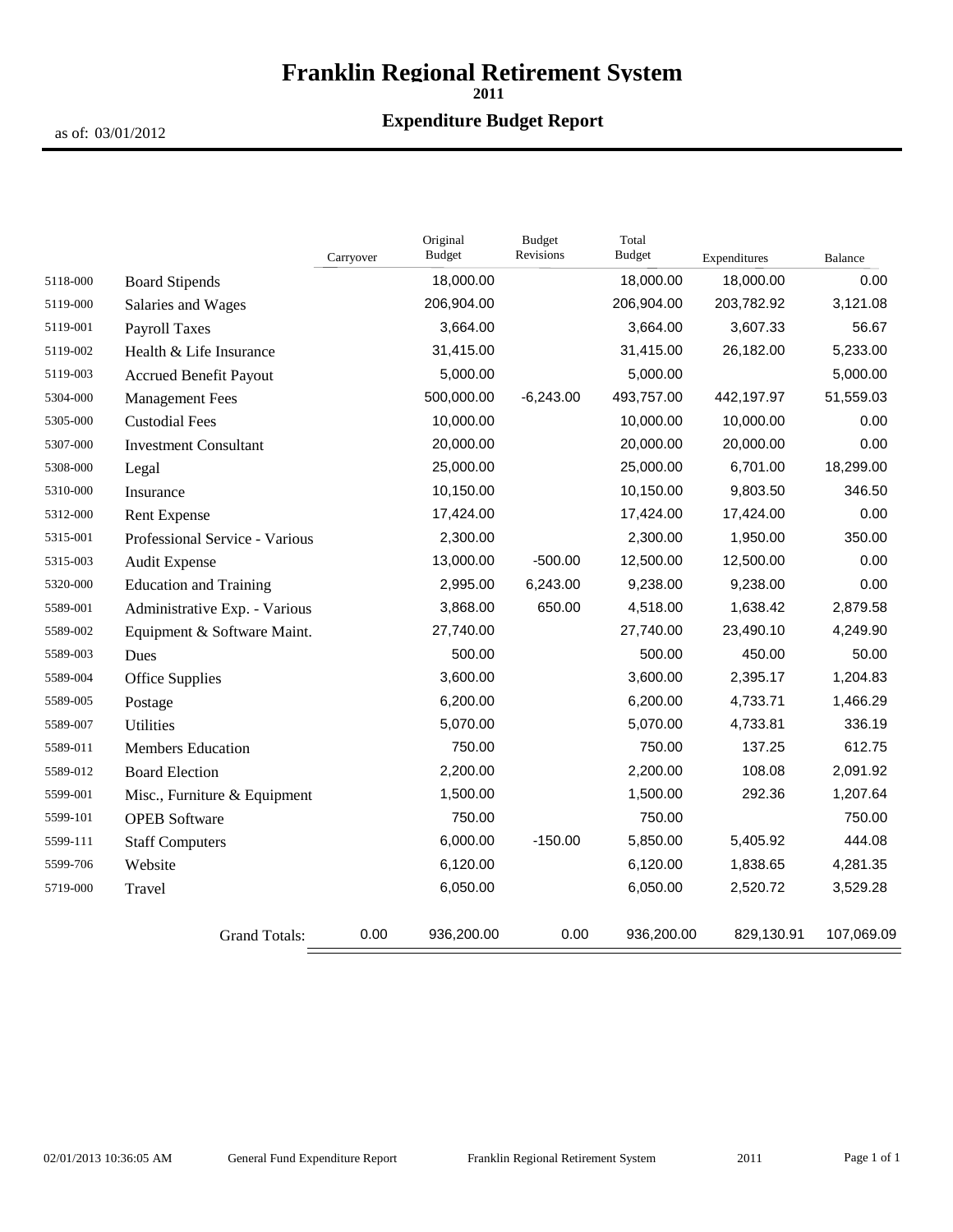# Franklin Regional Retirement System

**2011**

## Expenditure Budget Report

as of: 03/01/2012

| | | Carryover | Original Budget | Budget Revisions | Total Budget | Expenditures | Balance |
|---|---|---|---|---|---|---|---|
| 5118-000 | Board Stipends | | 18,000.00 | | 18,000.00 | 18,000.00 | 0.00 |
| 5119-000 | Salaries and Wages | | 206,904.00 | | 206,904.00 | 203,782.92 | 3,121.08 |
| 5119-001 | Payroll Taxes | | 3,664.00 | | 3,664.00 | 3,607.33 | 56.67 |
| 5119-002 | Health & Life Insurance | | 31,415.00 | | 31,415.00 | 26,182.00 | 5,233.00 |
| 5119-003 | Accrued Benefit Payout | | 5,000.00 | | 5,000.00 | | 5,000.00 |
| 5304-000 | Management Fees | | 500,000.00 | -6,243.00 | 493,757.00 | 442,197.97 | 51,559.03 |
| 5305-000 | Custodial Fees | | 10,000.00 | | 10,000.00 | 10,000.00 | 0.00 |
| 5307-000 | Investment Consultant | | 20,000.00 | | 20,000.00 | 20,000.00 | 0.00 |
| 5308-000 | Legal | | 25,000.00 | | 25,000.00 | 6,701.00 | 18,299.00 |
| 5310-000 | Insurance | | 10,150.00 | | 10,150.00 | 9,803.50 | 346.50 |
| 5312-000 | Rent Expense | | 17,424.00 | | 17,424.00 | 17,424.00 | 0.00 |
| 5315-001 | Professional Service - Various | | 2,300.00 | | 2,300.00 | 1,950.00 | 350.00 |
| 5315-003 | Audit Expense | | 13,000.00 | -500.00 | 12,500.00 | 12,500.00 | 0.00 |
| 5320-000 | Education and Training | | 2,995.00 | 6,243.00 | 9,238.00 | 9,238.00 | 0.00 |
| 5589-001 | Administrative Exp. - Various | | 3,868.00 | 650.00 | 4,518.00 | 1,638.42 | 2,879.58 |
| 5589-002 | Equipment & Software Maint. | | 27,740.00 | | 27,740.00 | 23,490.10 | 4,249.90 |
| 5589-003 | Dues | | 500.00 | | 500.00 | 450.00 | 50.00 |
| 5589-004 | Office Supplies | | 3,600.00 | | 3,600.00 | 2,395.17 | 1,204.83 |
| 5589-005 | Postage | | 6,200.00 | | 6,200.00 | 4,733.71 | 1,466.29 |
| 5589-007 | Utilities | | 5,070.00 | | 5,070.00 | 4,733.81 | 336.19 |
| 5589-011 | Members Education | | 750.00 | | 750.00 | 137.25 | 612.75 |
| 5589-012 | Board Election | | 2,200.00 | | 2,200.00 | 108.08 | 2,091.92 |
| 5599-001 | Misc., Furniture & Equipment | | 1,500.00 | | 1,500.00 | 292.36 | 1,207.64 |
| 5599-101 | OPEB Software | | 750.00 | | 750.00 | | 750.00 |
| 5599-111 | Staff Computers | | 6,000.00 | -150.00 | 5,850.00 | 5,405.92 | 444.08 |
| 5599-706 | Website | | 6,120.00 | | 6,120.00 | 1,838.65 | 4,281.35 |
| 5719-000 | Travel | | 6,050.00 | | 6,050.00 | 2,520.72 | 3,529.28 |
| | Grand Totals: | 0.00 | 936,200.00 | 0.00 | 936,200.00 | 829,130.91 | 107,069.09 |

02/01/2013 10:36:05 AM General Fund Expenditure Report Franklin Regional Retirement System 2011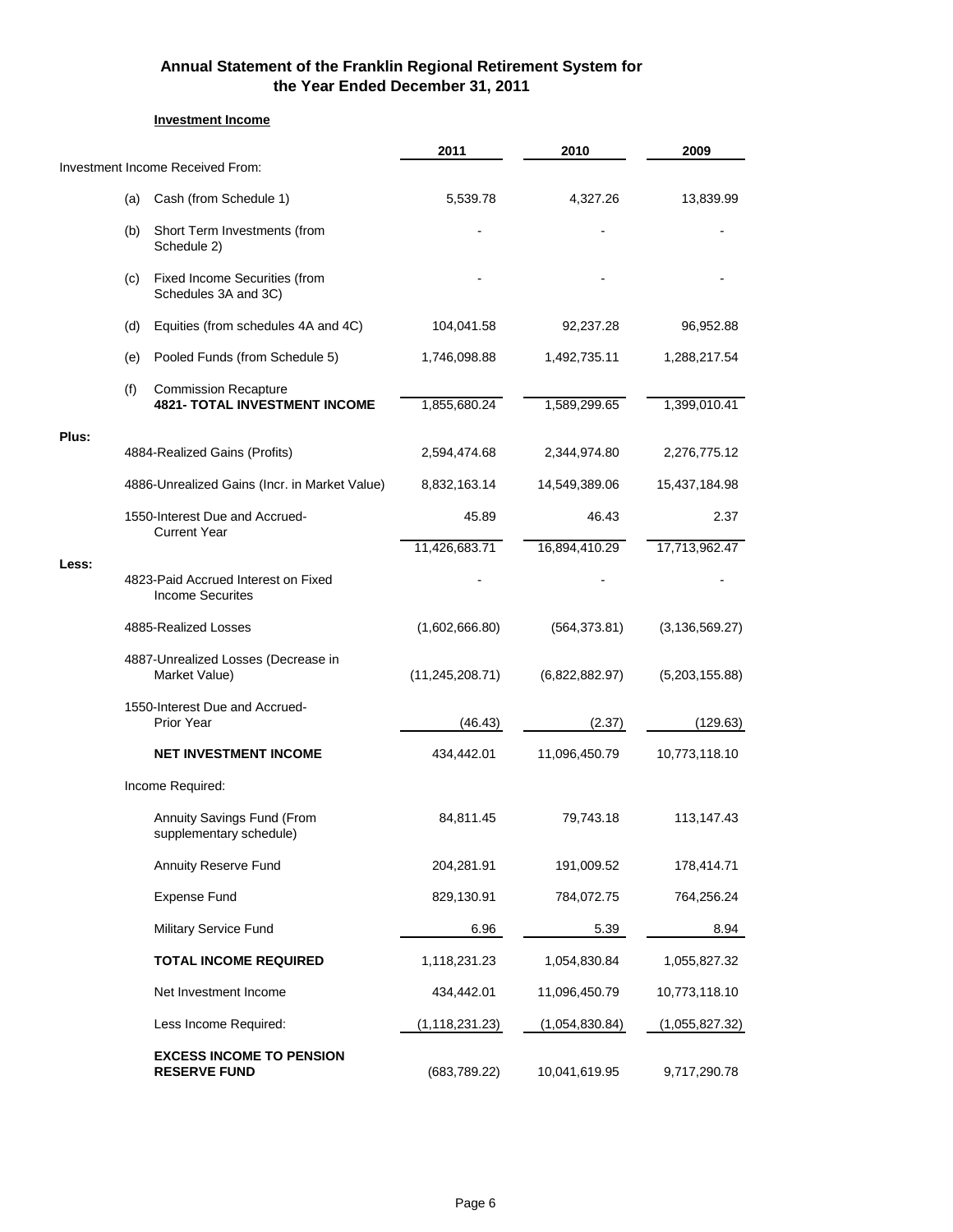## Annual Statement of the Franklin Regional Retirement System for the Year Ended December 31, 2011

**Investment Income**

| | | | 2011 | 2010 | 2009 |
|---|---|---|---|---|---|
| Investment Income Received From: | | | | | |
| | (a) | Cash (from Schedule 1) | 5,539.78 | 4,327.26 | 13,839.99 |
| | (b) | Short Term Investments (from Schedule 2) | - | - | - |
| | (c) | Fixed Income Securities (from Schedules 3A and 3C) | - | - | - |
| | (d) | Equities (from schedules 4A and 4C) | 104,041.58 | 92,237.28 | 96,952.88 |
| | (e) | Pooled Funds (from Schedule 5) | 1,746,098.88 | 1,492,735.11 | 1,288,217.54 |
| | (f) | Commission Recapture | | | |
| | | **4821- TOTAL INVESTMENT INCOME** | 1,855,680.24 | 1,589,299.65 | 1,399,010.41 |
| **Plus:** | | | | | |
| | | 4884-Realized Gains (Profits) | 2,594,474.68 | 2,344,974.80 | 2,276,775.12 |
| | | 4886-Unrealized Gains (Incr. in Market Value) | 8,832,163.14 | 14,549,389.06 | 15,437,184.98 |
| | | 1550-Interest Due and Accrued-Current Year | 45.89 | 46.43 | 2.37 |
| | | | 11,426,683.71 | 16,894,410.29 | 17,713,962.47 |
| **Less:** | | | | | |
| | | 4823-Paid Accrued Interest on Fixed Income Securites | - | - | - |
| | | 4885-Realized Losses | (1,602,666.80) | (564,373.81) | (3,136,569.27) |
| | | 4887-Unrealized Losses (Decrease in Market Value) | (11,245,208.71) | (6,822,882.97) | (5,203,155.88) |
| | | 1550-Interest Due and Accrued-Prior Year | (46.43) | (2.37) | (129.63) |
| | | **NET INVESTMENT INCOME** | 434,442.01 | 11,096,450.79 | 10,773,118.10 |
| | | Income Required: | | | |
| | | Annuity Savings Fund (From supplementary schedule) | 84,811.45 | 79,743.18 | 113,147.43 |
| | | Annuity Reserve Fund | 204,281.91 | 191,009.52 | 178,414.71 |
| | | Expense Fund | 829,130.91 | 784,072.75 | 764,256.24 |
| | | Military Service Fund | 6.96 | 5.39 | 8.94 |
| | | **TOTAL INCOME REQUIRED** | 1,118,231.23 | 1,054,830.84 | 1,055,827.32 |
| | | Net Investment Income | 434,442.01 | 11,096,450.79 | 10,773,118.10 |
| | | Less Income Required: | (1,118,231.23) | (1,054,830.84) | (1,055,827.32) |
| | | **EXCESS INCOME TO PENSION RESERVE FUND** | (683,789.22) | 10,041,619.95 | 9,717,290.78 |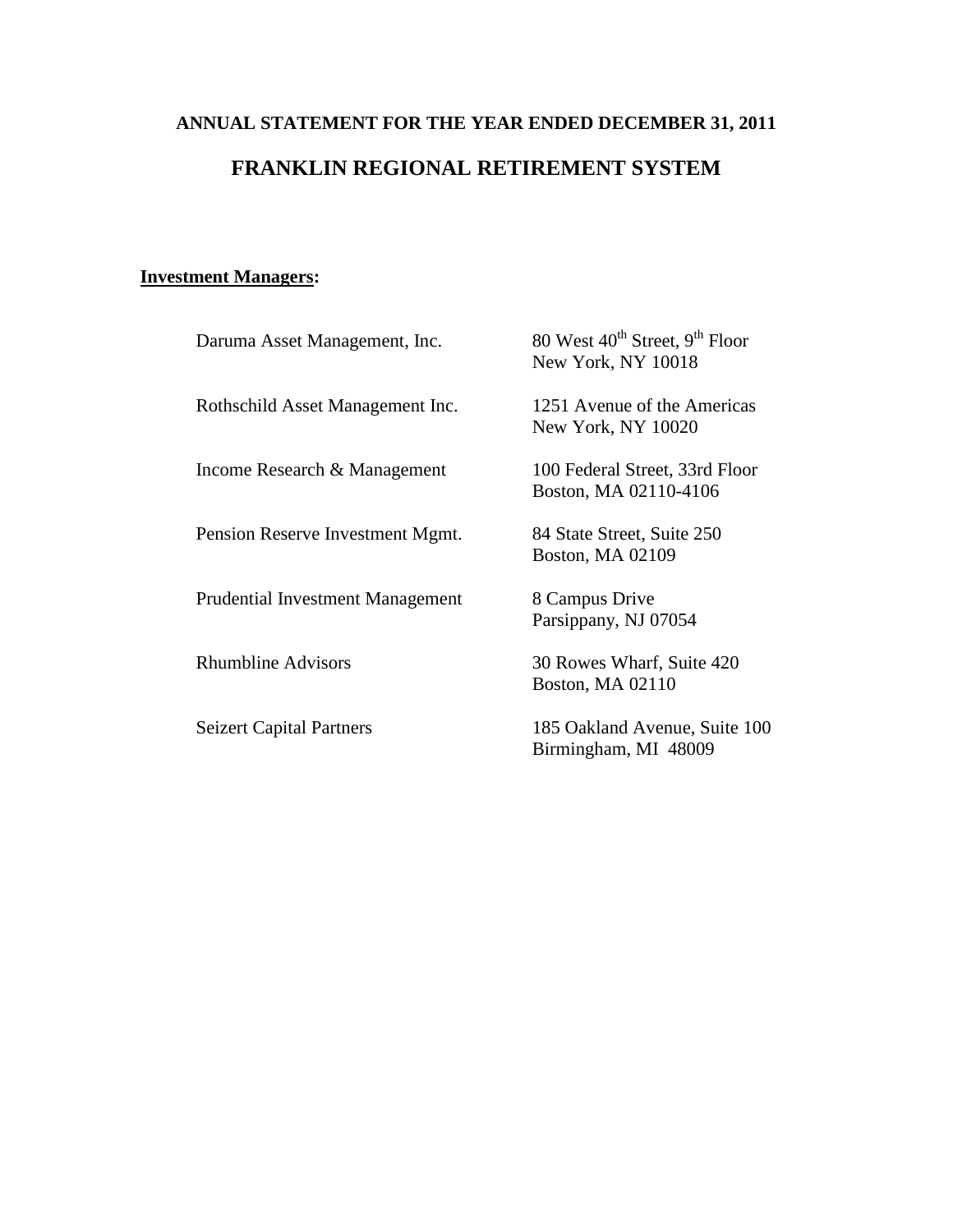**ANNUAL STATEMENT FOR THE YEAR ENDED DECEMBER 31, 2011**

## FRANKLIN REGIONAL RETIREMENT SYSTEM

**Investment Managers:**

| | |
|---|---|
| Daruma Asset Management, Inc. | 80 West 40th Street, 9th Floor<br>New York, NY 10018 |
| Rothschild Asset Management Inc. | 1251 Avenue of the Americas<br>New York, NY 10020 |
| Income Research & Management | 100 Federal Street, 33rd Floor<br>Boston, MA 02110-4106 |
| Pension Reserve Investment Mgmt. | 84 State Street, Suite 250<br>Boston, MA 02109 |
| Prudential Investment Management | 8 Campus Drive<br>Parsippany, NJ 07054 |
| Rhumbline Advisors | 30 Rowes Wharf, Suite 420<br>Boston, MA 02110 |
| Seizert Capital Partners | 185 Oakland Avenue, Suite 100<br>Birmingham, MI 48009 |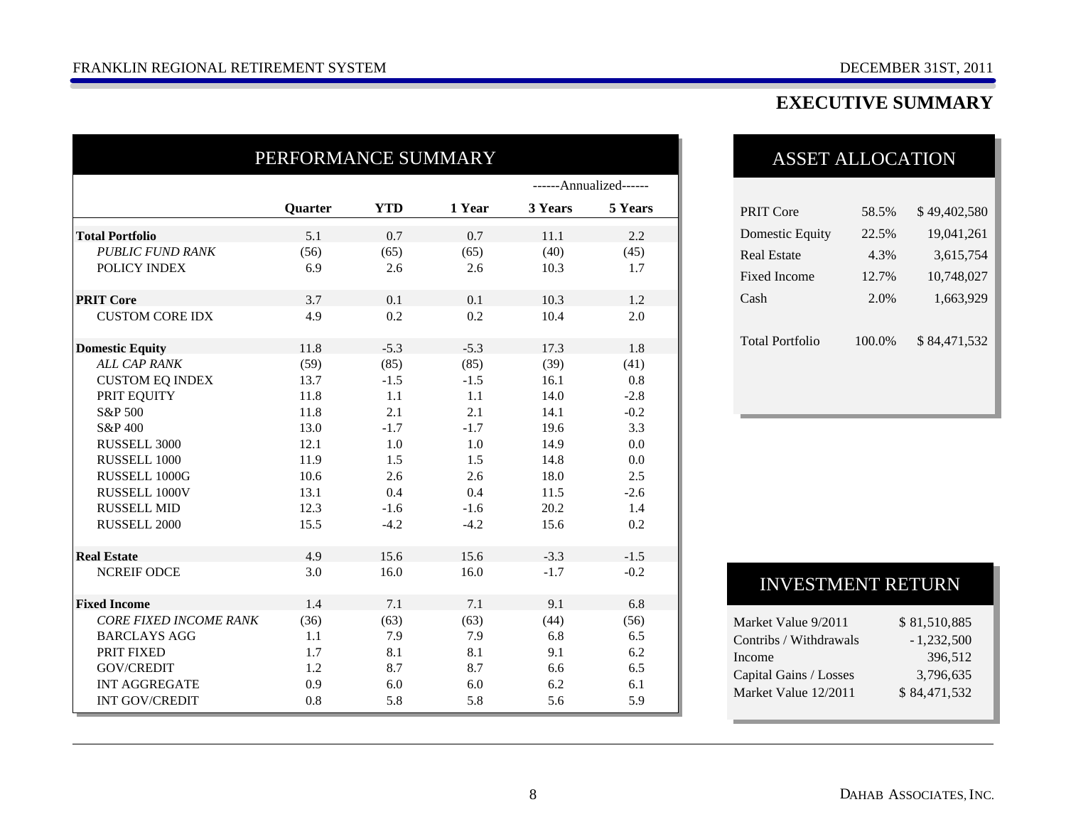# EXECUTIVE SUMMARY

## PERFORMANCE SUMMARY

| | Quarter | YTD | 1 Year | 3 Years | 5 Years |
|---|---|---|---|---|---|
| | | | | ------Annualized------ | |
| **Total Portfolio** | 5.1 | 0.7 | 0.7 | 11.1 | 2.2 |
| *PUBLIC FUND RANK* | (56) | (65) | (65) | (40) | (45) |
| POLICY INDEX | 6.9 | 2.6 | 2.6 | 10.3 | 1.7 |
| **PRIT Core** | 3.7 | 0.1 | 0.1 | 10.3 | 1.2 |
| CUSTOM CORE IDX | 4.9 | 0.2 | 0.2 | 10.4 | 2.0 |
| **Domestic Equity** | 11.8 | -5.3 | -5.3 | 17.3 | 1.8 |
| *ALL CAP RANK* | (59) | (85) | (85) | (39) | (41) |
| CUSTOM EQ INDEX | 13.7 | -1.5 | -1.5 | 16.1 | 0.8 |
| PRIT EQUITY | 11.8 | 1.1 | 1.1 | 14.0 | -2.8 |
| S&P 500 | 11.8 | 2.1 | 2.1 | 14.1 | -0.2 |
| S&P 400 | 13.0 | -1.7 | -1.7 | 19.6 | 3.3 |
| RUSSELL 3000 | 12.1 | 1.0 | 1.0 | 14.9 | 0.0 |
| RUSSELL 1000 | 11.9 | 1.5 | 1.5 | 14.8 | 0.0 |
| RUSSELL 1000G | 10.6 | 2.6 | 2.6 | 18.0 | 2.5 |
| RUSSELL 1000V | 13.1 | 0.4 | 0.4 | 11.5 | -2.6 |
| RUSSELL MID | 12.3 | -1.6 | -1.6 | 20.2 | 1.4 |
| RUSSELL 2000 | 15.5 | -4.2 | -4.2 | 15.6 | 0.2 |
| **Real Estate** | 4.9 | 15.6 | 15.6 | -3.3 | -1.5 |
| NCREIF ODCE | 3.0 | 16.0 | 16.0 | -1.7 | -0.2 |
| **Fixed Income** | 1.4 | 7.1 | 7.1 | 9.1 | 6.8 |
| *CORE FIXED INCOME RANK* | (36) | (63) | (63) | (44) | (56) |
| BARCLAYS AGG | 1.1 | 7.9 | 7.9 | 6.8 | 6.5 |
| PRIT FIXED | 1.7 | 8.1 | 8.1 | 9.1 | 6.2 |
| GOV/CREDIT | 1.2 | 8.7 | 8.7 | 6.6 | 6.5 |
| INT AGGREGATE | 0.9 | 6.0 | 6.0 | 6.2 | 6.1 |
| INT GOV/CREDIT | 0.8 | 5.8 | 5.8 | 5.6 | 5.9 |

## ASSET ALLOCATION

| | | |
|---|---|---|
| PRIT Core | 58.5% | $ 49,402,580 |
| Domestic Equity | 22.5% | 19,041,261 |
| Real Estate | 4.3% | 3,615,754 |
| Fixed Income | 12.7% | 10,748,027 |
| Cash | 2.0% | 1,663,929 |
| Total Portfolio | 100.0% | $ 84,471,532 |

## INVESTMENT RETURN

| | |
|---|---|
| Market Value 9/2011 | $ 81,510,885 |
| Contribs / Withdrawals | - 1,232,500 |
| Income | 396,512 |
| Capital Gains / Losses | 3,796,635 |
| Market Value 12/2011 | $ 84,471,532 |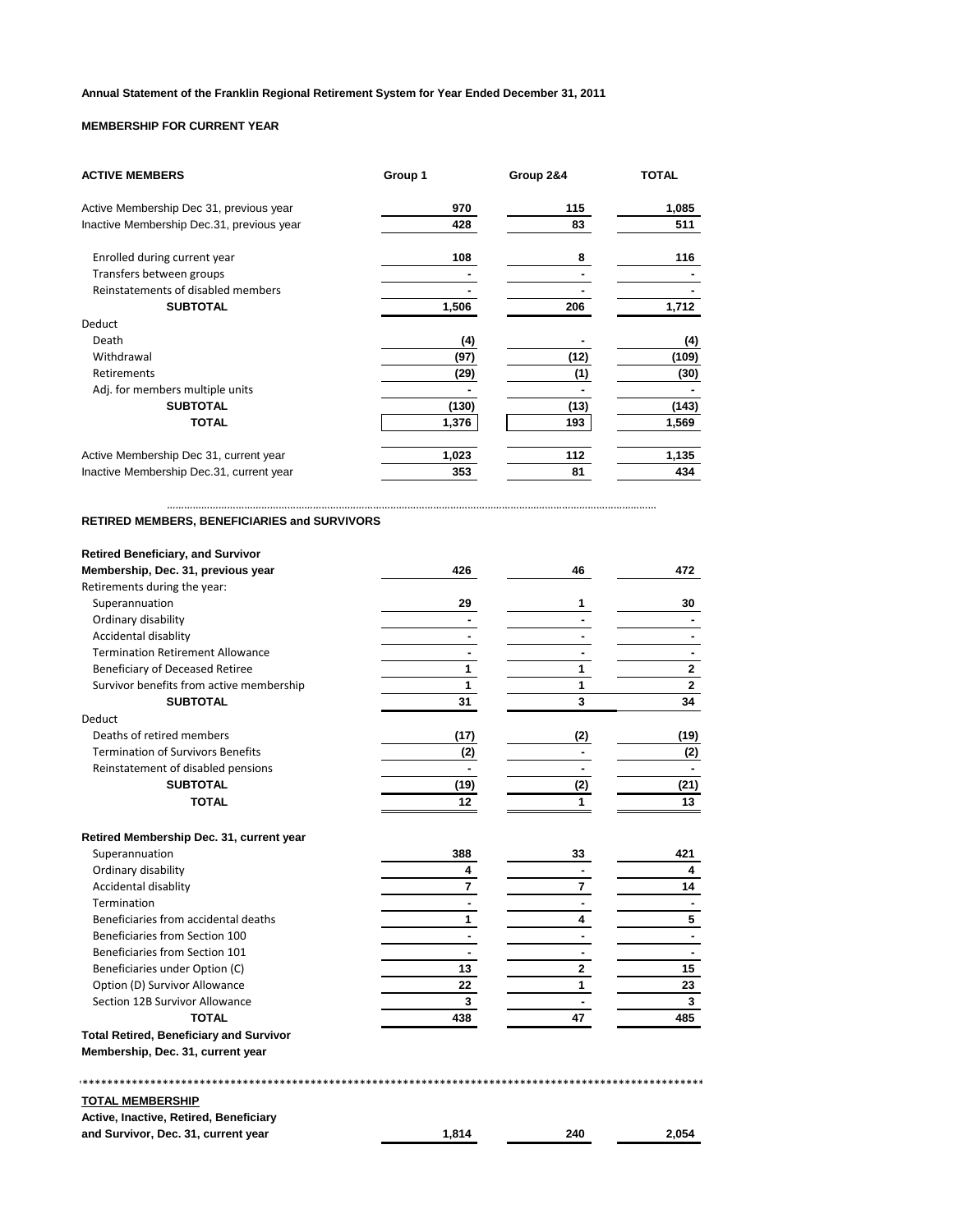**Annual Statement of the Franklin Regional Retirement System for Year Ended December 31, 2011**

**MEMBERSHIP FOR CURRENT YEAR**

| **ACTIVE MEMBERS** | **Group 1** | **Group 2&4** | **TOTAL** |
|---|---|---|---|
| Active Membership Dec 31, previous year | 970 | 115 | 1,085 |
| Inactive Membership Dec.31, previous year | 428 | 83 | 511 |
| Enrolled during current year | 108 | 8 | 116 |
| Transfers between groups | - | - | - |
| Reinstatements of disabled members | - | - | - |
| **SUBTOTAL** | 1,506 | 206 | 1,712 |
| Deduct | | | |
| Death | (4) | - | (4) |
| Withdrawal | (97) | (12) | (109) |
| Retirements | (29) | (1) | (30) |
| Adj. for members multiple units | - | - | - |
| **SUBTOTAL** | (130) | (13) | (143) |
| **TOTAL** | 1,376 | 193 | 1,569 |
| Active Membership Dec 31, current year | 1,023 | 112 | 1,135 |
| Inactive Membership Dec.31, current year | 353 | 81 | 434 |

**RETIRED MEMBERS, BENEFICIARIES and SURVIVORS**

| | | | |
|---|---|---|---|
| **Retired Beneficiary, and Survivor Membership, Dec. 31, previous year** | 426 | 46 | 472 |
| Retirements during the year: | | | |
| Superannuation | 29 | 1 | 30 |
| Ordinary disability | - | - | - |
| Accidental disablity | - | - | - |
| Termination Retirement Allowance | - | - | - |
| Beneficiary of Deceased Retiree | 1 | 1 | 2 |
| Survivor benefits from active membership | 1 | 1 | 2 |
| **SUBTOTAL** | 31 | 3 | 34 |
| Deduct | | | |
| Deaths of retired members | (17) | (2) | (19) |
| Termination of Survivors Benefits | (2) | - | (2) |
| Reinstatement of disabled pensions | - | - | - |
| **SUBTOTAL** | (19) | (2) | (21) |
| **TOTAL** | 12 | 1 | 13 |
| **Retired Membership Dec. 31, current year** | | | |
| Superannuation | 388 | 33 | 421 |
| Ordinary disability | 4 | - | 4 |
| Accidental disablity | 7 | 7 | 14 |
| Termination | - | - | - |
| Beneficiaries from accidental deaths | 1 | 4 | 5 |
| Beneficiaries from Section 100 | - | - | - |
| Beneficiaries from Section 101 | - | - | - |
| Beneficiaries under Option (C) | 13 | 2 | 15 |
| Option (D) Survivor Allowance | 22 | 1 | 23 |
| Section 12B Survivor Allowance | 3 | - | 3 |
| **TOTAL** | 438 | 47 | 485 |
| **Total Retired, Beneficiary and Survivor Membership, Dec. 31, current year** | | | |

**TOTAL MEMBERSHIP**

| | | | |
|---|---|---|---|
| **Active, Inactive, Retired, Beneficiary and Survivor, Dec. 31, current year** | 1,814 | 240 | 2,054 |